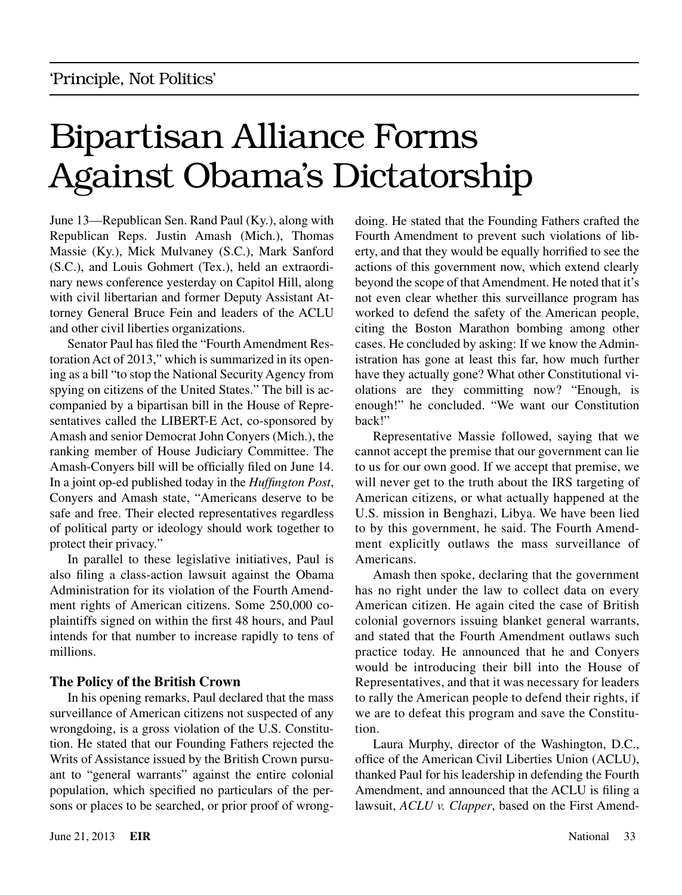'Principle, Not Politics'

# Bipartisan Alliance Forms Against Obama's Dictatorship

June 13—Republican Sen. Rand Paul (Ky.), along with Republican Reps. Justin Amash (Mich.), Thomas Massie (Ky.), Mick Mulvaney (S.C.), Mark Sanford (S.C.), and Louis Gohmert (Tex.), held an extraordinary news conference yesterday on Capitol Hill, along with civil libertarian and former Deputy Assistant Attorney General Bruce Fein and leaders of the ACLU and other civil liberties organizations.

Senator Paul has filed the "Fourth Amendment Restoration Act of 2013," which is summarized in its opening as a bill "to stop the National Security Agency from spying on citizens of the United States." The bill is accompanied by a bipartisan bill in the House of Representatives called the LIBERT-E Act, co-sponsored by Amash and senior Democrat John Conyers (Mich.), the ranking member of House Judiciary Committee. The Amash-Conyers bill will be officially filed on June 14. In a joint op-ed published today in the *Huffington Post*, Conyers and Amash state, "Americans deserve to be safe and free. Their elected representatives regardless of political party or ideology should work together to protect their privacy."

In parallel to these legislative initiatives, Paul is also filing a class-action lawsuit against the Obama Administration for its violation of the Fourth Amendment rights of American citizens. Some 250,000 co-plaintiffs signed on within the first 48 hours, and Paul intends for that number to increase rapidly to tens of millions.

### The Policy of the British Crown

In his opening remarks, Paul declared that the mass surveillance of American citizens not suspected of any wrongdoing, is a gross violation of the U.S. Constitution. He stated that our Founding Fathers rejected the Writs of Assistance issued by the British Crown pursuant to "general warrants" against the entire colonial population, which specified no particulars of the persons or places to be searched, or prior proof of wrongdoing. He stated that the Founding Fathers crafted the Fourth Amendment to prevent such violations of liberty, and that they would be equally horrified to see the actions of this government now, which extend clearly beyond the scope of that Amendment. He noted that it's not even clear whether this surveillance program has worked to defend the safety of the American people, citing the Boston Marathon bombing among other cases. He concluded by asking: If we know the Administration has gone at least this far, how much further have they actually gone? What other Constitutional violations are they committing now? "Enough, is enough!" he concluded. "We want our Constitution back!"

Representative Massie followed, saying that we cannot accept the premise that our government can lie to us for our own good. If we accept that premise, we will never get to the truth about the IRS targeting of American citizens, or what actually happened at the U.S. mission in Benghazi, Libya. We have been lied to by this government, he said. The Fourth Amendment explicitly outlaws the mass surveillance of Americans.

Amash then spoke, declaring that the government has no right under the law to collect data on every American citizen. He again cited the case of British colonial governors issuing blanket general warrants, and stated that the Fourth Amendment outlaws such practice today. He announced that he and Conyers would be introducing their bill into the House of Representatives, and that it was necessary for leaders to rally the American people to defend their rights, if we are to defeat this program and save the Constitution.

Laura Murphy, director of the Washington, D.C., office of the American Civil Liberties Union (ACLU), thanked Paul for his leadership in defending the Fourth Amendment, and announced that the ACLU is filing a lawsuit, *ACLU v. Clapper*, based on the First Amend-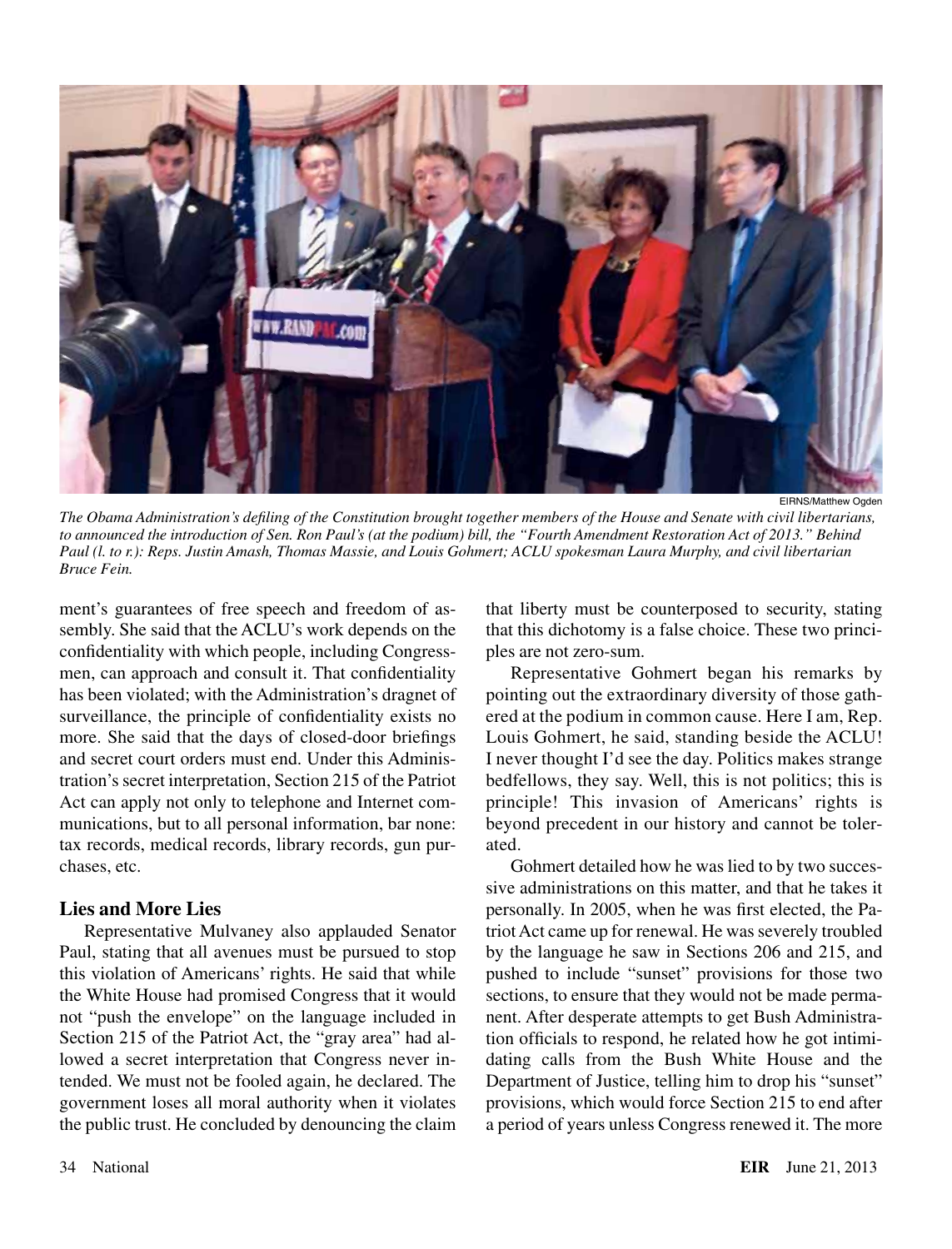EIRNS/Matthew Ogden

*The Obama Administration's defiling of the Constitution brought together members of the House and Senate with civil libertarians, to announced the introduction of Sen. Ron Paul's (at the podium) bill, the "Fourth Amendment Restoration Act of 2013." Behind Paul (l. to r.): Reps. Justin Amash, Thomas Massie, and Louis Gohmert; ACLU spokesman Laura Murphy, and civil libertarian Bruce Fein.*

ment's guarantees of free speech and freedom of assembly. She said that the ACLU's work depends on the confidentiality with which people, including Congressmen, can approach and consult it. That confidentiality has been violated; with the Administration's dragnet of surveillance, the principle of confidentiality exists no more. She said that the days of closed-door briefings and secret court orders must end. Under this Administration's secret interpretation, Section 215 of the Patriot Act can apply not only to telephone and Internet communications, but to all personal information, bar none: tax records, medical records, library records, gun purchases, etc.

### Lies and More Lies

Representative Mulvaney also applauded Senator Paul, stating that all avenues must be pursued to stop this violation of Americans' rights. He said that while the White House had promised Congress that it would not "push the envelope" on the language included in Section 215 of the Patriot Act, the "gray area" had allowed a secret interpretation that Congress never intended. We must not be fooled again, he declared. The government loses all moral authority when it violates the public trust. He concluded by denouncing the claim that liberty must be counterposed to security, stating that this dichotomy is a false choice. These two principles are not zero-sum.

Representative Gohmert began his remarks by pointing out the extraordinary diversity of those gathered at the podium in common cause. Here I am, Rep. Louis Gohmert, he said, standing beside the ACLU! I never thought I'd see the day. Politics makes strange bedfellows, they say. Well, this is not politics; this is principle! This invasion of Americans' rights is beyond precedent in our history and cannot be tolerated.

Gohmert detailed how he was lied to by two successive administrations on this matter, and that he takes it personally. In 2005, when he was first elected, the Patriot Act came up for renewal. He was severely troubled by the language he saw in Sections 206 and 215, and pushed to include "sunset" provisions for those two sections, to ensure that they would not be made permanent. After desperate attempts to get Bush Administration officials to respond, he related how he got intimidating calls from the Bush White House and the Department of Justice, telling him to drop his "sunset" provisions, which would force Section 215 to end after a period of years unless Congress renewed it. The more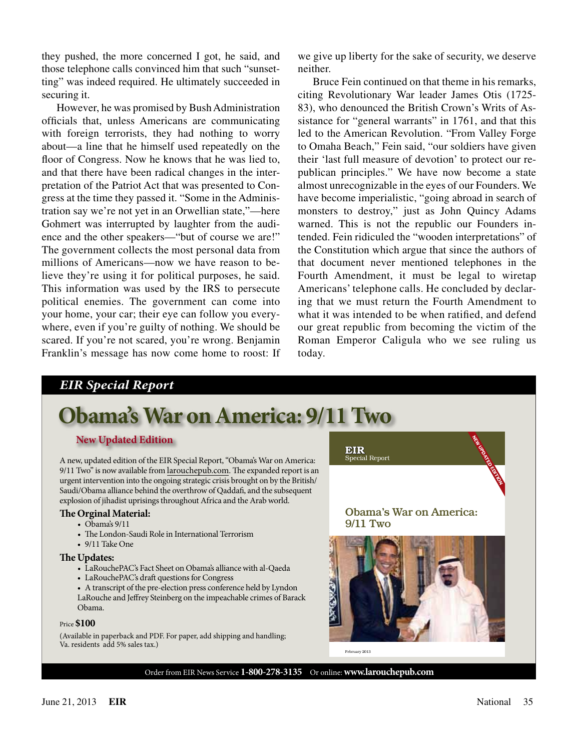they pushed, the more concerned I got, he said, and those telephone calls convinced him that such "sunsetting" was indeed required. He ultimately succeeded in securing it.

However, he was promised by Bush Administration officials that, unless Americans are communicating with foreign terrorists, they had nothing to worry about—a line that he himself used repeatedly on the floor of Congress. Now he knows that he was lied to, and that there have been radical changes in the interpretation of the Patriot Act that was presented to Congress at the time they passed it. "Some in the Administration say we're not yet in an Orwellian state,"—here Gohmert was interrupted by laughter from the audience and the other speakers—"but of course we are!" The government collects the most personal data from millions of Americans—now we have reason to believe they're using it for political purposes, he said. This information was used by the IRS to persecute political enemies. The government can come into your home, your car; their eye can follow you everywhere, even if you're guilty of nothing. We should be scared. If you're not scared, you're wrong. Benjamin Franklin's message has now come home to roost: If we give up liberty for the sake of security, we deserve neither.

Bruce Fein continued on that theme in his remarks, citing Revolutionary War leader James Otis (1725-83), who denounced the British Crown's Writs of Assistance for "general warrants" in 1761, and that this led to the American Revolution. "From Valley Forge to Omaha Beach," Fein said, "our soldiers have given their 'last full measure of devotion' to protect our republican principles." We have now become a state almost unrecognizable in the eyes of our Founders. We have become imperialistic, "going abroad in search of monsters to destroy," just as John Quincy Adams warned. This is not the republic our Founders intended. Fein ridiculed the "wooden interpretations" of the Constitution which argue that since the authors of that document never mentioned telephones in the Fourth Amendment, it must be legal to wiretap Americans' telephone calls. He concluded by declaring that we must return the Fourth Amendment to what it was intended to be when ratified, and defend our great republic from becoming the victim of the Roman Emperor Caligula who we see ruling us today.

***EIR Special Report***

# Obama's War on America: 9/11 Two

**New Updated Edition**

A new, updated edition of the EIR Special Report, "Obama's War on America: 9/11 Two" is now available from larouchepub.com. The expanded report is an urgent intervention into the ongoing strategic crisis brought on by the British/Saudi/Obama alliance behind the overthrow of Qaddafi, and the subsequent explosion of jihadist uprisings throughout Africa and the Arab world.

**The Orginal Material:**

- Obama's 9/11
- The London-Saudi Role in International Terrorism
- 9/11 Take One

**The Updates:**

- LaRouchePAC's Fact Sheet on Obama's alliance with al-Qaeda
- LaRouchePAC's draft questions for Congress
- A transcript of the pre-election press conference held by Lyndon LaRouche and Jeffrey Steinberg on the impeachable crimes of Barack Obama.

Price **$100**

(Available in paperback and PDF. For paper, add shipping and handling; Va. residents add 5% sales tax.)

EIR Special Report

NEW UPDATED EDITION

Obama's War on America: 9/11 Two

February 2013

Order from EIR News Service **1-800-278-3135** Or online: **www.larouchepub.com**